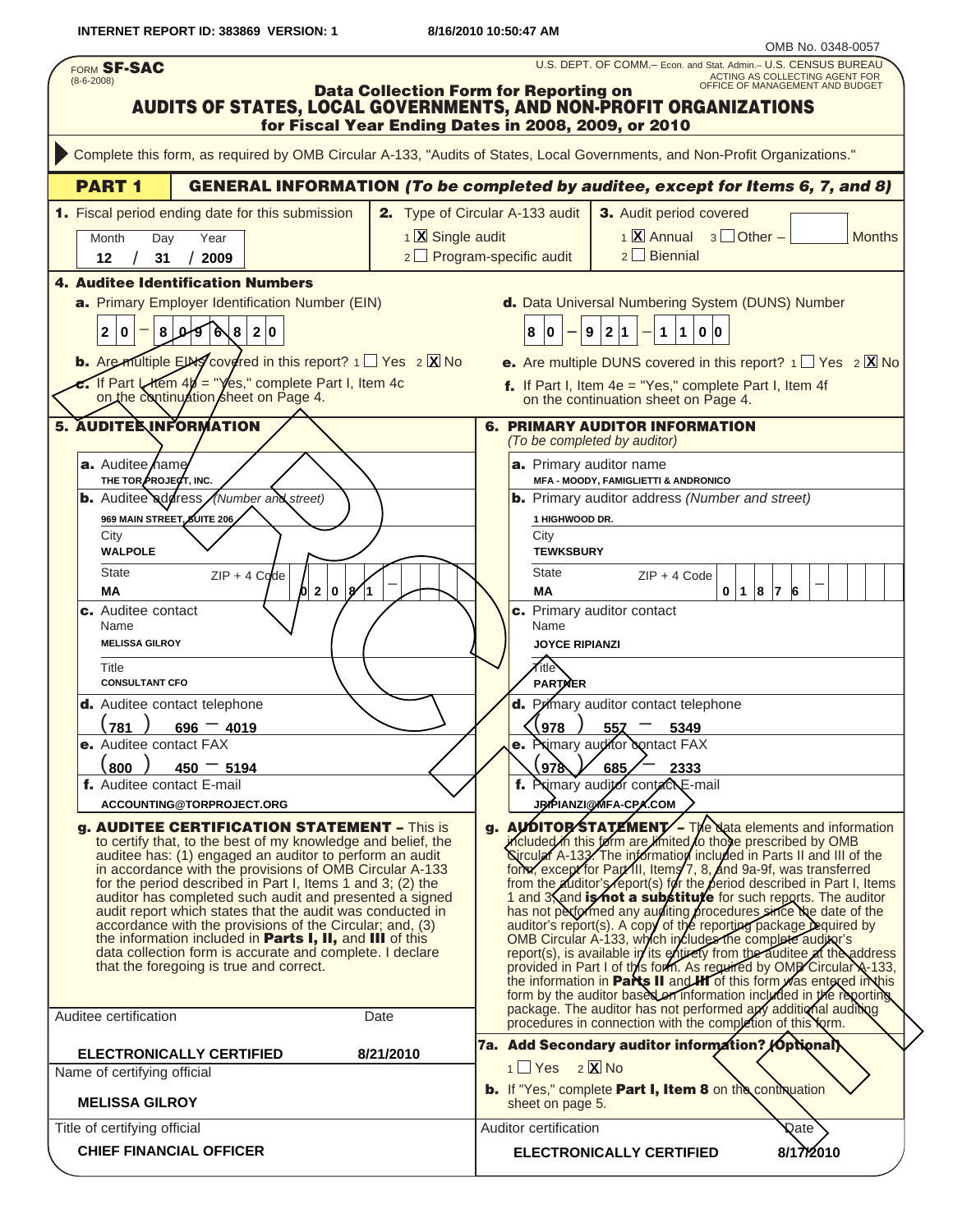INTERNET REPORT ID: 383869 VERSION: 1 8/16/2010 10:50:47 AM

OMB No. 0348-0057

FORM **SF-SAC** (8-6-2008)

U.S. DEPT. OF COMM.– Econ. and Stat. Admin.– U.S. CENSUS BUREAU
ACTING AS COLLECTING AGENT FOR
OFFICE OF MANAGEMENT AND BUDGET

# Data Collection Form for Reporting on AUDITS OF STATES, LOCAL GOVERNMENTS, AND NON-PROFIT ORGANIZATIONS for Fiscal Year Ending Dates in 2008, 2009, or 2010

Complete this form, as required by OMB Circular A-133, "Audits of States, Local Governments, and Non-Profit Organizations."

## PART 1 GENERAL INFORMATION *(To be completed by auditee, except for Items 6, 7, and 8)*

**1.** Fiscal period ending date for this submission

| Month | Day | Year |
|---|---|---|
| 12 | 31 | 2009 |

**2.** Type of Circular A-133 audit
1 [X] Single audit
2 [ ] Program-specific audit

**3.** Audit period covered
1 [X] Annual 3 [ ] Other – ____ Months
2 [ ] Biennial

### 4. Auditee Identification Numbers

**a.** Primary Employer Identification Number (EIN)
20 – 8096820

**b.** Are multiple EINs covered in this report? 1 [ ] Yes 2 [X] No

**c.** If Part I, Item 4b = "Yes," complete Part I, Item 4c on the continuation sheet on Page 4.

**d.** Data Universal Numbering System (DUNS) Number
80 – 921 – 1100

**e.** Are multiple DUNS covered in this report? 1 [ ] Yes 2 [X] No

**f.** If Part I, Item 4e = "Yes," complete Part I, Item 4f on the continuation sheet on Page 4.

### 5. AUDITEE INFORMATION

**a.** Auditee name
THE TOR PROJECT, INC.

**b.** Auditee address *(Number and street)*
969 MAIN STREET, SUITE 206
City
WALPOLE
State
MA
ZIP + 4 Code
02081 –

**c.** Auditee contact
Name
MELISSA GILROY
Title
CONSULTANT CFO

**d.** Auditee contact telephone
(781) 696 – 4019

**e.** Auditee contact FAX
(800) 450 – 5194

**f.** Auditee contact E-mail
ACCOUNTING@TORPROJECT.ORG

**g. AUDITEE CERTIFICATION STATEMENT –** This is to certify that, to the best of my knowledge and belief, the auditee has: (1) engaged an auditor to perform an audit in accordance with the provisions of OMB Circular A-133 for the period described in Part I, Items 1 and 3; (2) the auditor has completed such audit and presented a signed audit report which states that the audit was conducted in accordance with the provisions of the Circular; and, (3) the information included in **Parts I, II,** and **III** of this data collection form is accurate and complete. I declare that the foregoing is true and correct.

| Auditee certification | Date |
|---|---|
| **ELECTRONICALLY CERTIFIED** | **8/21/2010** |

Name of certifying official
**MELISSA GILROY**

Title of certifying official
**CHIEF FINANCIAL OFFICER**

### 6. PRIMARY AUDITOR INFORMATION
*(To be completed by auditor)*

**a.** Primary auditor name
MFA - MOODY, FAMIGLIETTI & ANDRONICO

**b.** Primary auditor address *(Number and street)*
1 HIGHWOOD DR.
City
TEWKSBURY
State
MA
ZIP + 4 Code
01876 –

**c.** Primary auditor contact
Name
JOYCE RIPIANZI
Title
PARTNER

**d.** Primary auditor contact telephone
(978) 557 – 5349

**e.** Primary auditor contact FAX
(978) 685 – 2333

**f.** Primary auditor contact E-mail
JRIPIANZI@MFA-CPA.COM

**g. AUDITOR STATEMENT –** The data elements and information included in this form are limited to those prescribed by OMB Circular A-133. The information included in Parts II and III of the form, except for Part III, Items 7, 8, and 9a-9f, was transferred from the auditor's report(s) for the period described in Part I, Items 1 and 3, and **is not a substitute** for such reports. The auditor has not performed any auditing procedures since the date of the auditor's report(s). A copy of the reporting package required by OMB Circular A-133, which includes the complete auditor's report(s), is available in its entirety from the auditee at the address provided in Part I of this form. As required by OMB Circular A-133, the information in **Parts II** and **III** of this form was entered in this form by the auditor based on information included in the reporting package. The auditor has not performed any additional auditing procedures in connection with the completion of this form.

**7a. Add Secondary auditor information? (Optional)**
1 [ ] Yes 2 [X] No

**b.** If "Yes," complete **Part I, Item 8** on the continuation sheet on page 5.

| Auditor certification | Date |
|---|---|
| **ELECTRONICALLY CERTIFIED** | **8/17/2010** |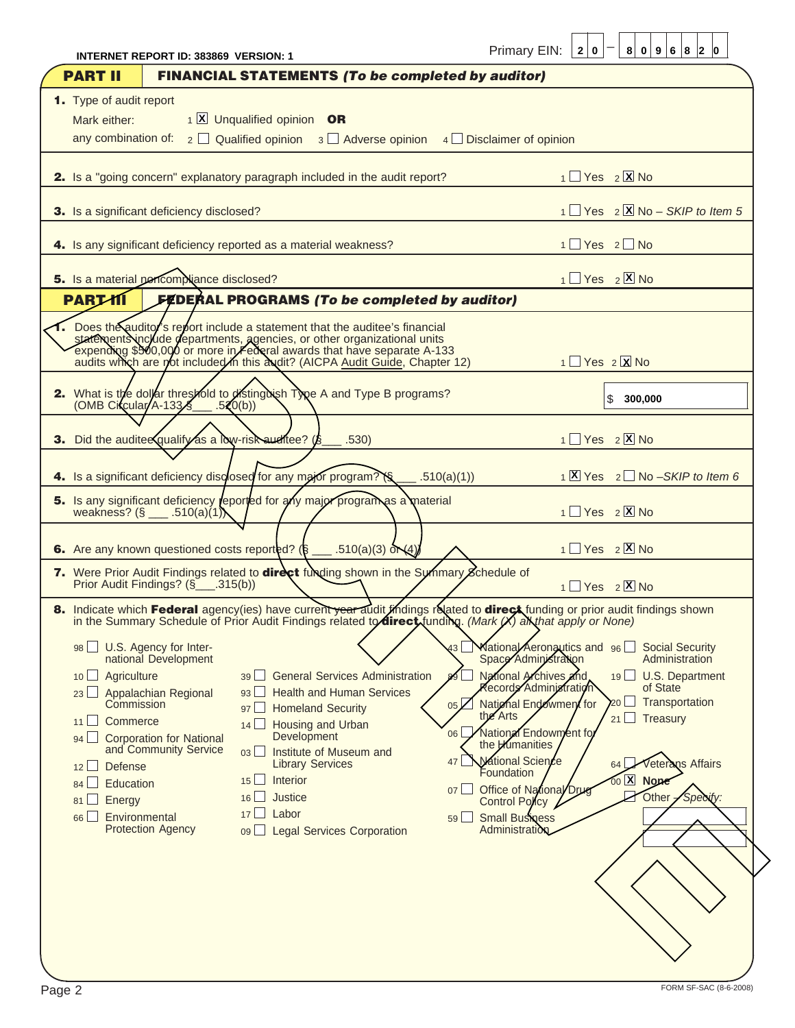INTERNET REPORT ID: 383869 VERSION: 1

Primary EIN: 20 – 8096820

## PART II FINANCIAL STATEMENTS *(To be completed by auditor)*

**1.** Type of audit report

Mark either: 1 [X] Unqualified opinion **OR**

any combination of: 2 [ ] Qualified opinion 3 [ ] Adverse opinion 4 [ ] Disclaimer of opinion

**2.** Is a "going concern" explanatory paragraph included in the audit report? 1 [ ] Yes 2 [X] No

**3.** Is a significant deficiency disclosed? 1 [ ] Yes 2 [X] No – *SKIP to Item 5*

**4.** Is any significant deficiency reported as a material weakness? 1 [ ] Yes 2 [ ] No

**5.** Is a material noncompliance disclosed? 1 [ ] Yes 2 [X] No

## PART III FEDERAL PROGRAMS *(To be completed by auditor)*

**1.** Does the auditor's report include a statement that the auditee's financial statements include departments, agencies, or other organizational units expending $500,000 or more in Federal awards that have separate A-133 audits which are not included in this audit? (AICPA Audit Guide, Chapter 12) 1 [ ] Yes 2 [X] No

**2.** What is the dollar threshold to distinguish Type A and Type B programs? (OMB Circular A-133 §___ .520(b)) $ 300,000

**3.** Did the auditee qualify as a low-risk auditee? (§___ .530) 1 [ ] Yes 2 [X] No

**4.** Is a significant deficiency disclosed for any major program? (§___ .510(a)(1)) 1 [X] Yes 2 [ ] No –*SKIP to Item 6*

**5.** Is any significant deficiency reported for any major program as a material weakness? (§ ___ .510(a)(1)) 1 [ ] Yes 2 [X] No

**6.** Are any known questioned costs reported? (§ ___ .510(a)(3) or (4)) 1 [ ] Yes 2 [X] No

**7.** Were Prior Audit Findings related to **direct** funding shown in the Summary Schedule of Prior Audit Findings? (§___.315(b)) 1 [ ] Yes 2 [X] No

**8.** Indicate which **Federal** agency(ies) have current year audit findings related to **direct** funding or prior audit findings shown in the Summary Schedule of Prior Audit Findings related to **direct** funding. *(Mark (X) all that apply or None)*

- 98 [ ] U.S. Agency for International Development
- 10 [ ] Agriculture
- 23 [ ] Appalachian Regional Commission
- 11 [ ] Commerce
- 94 [ ] Corporation for National and Community Service
- 12 [ ] Defense
- 84 [ ] Education
- 81 [ ] Energy
- 66 [ ] Environmental Protection Agency
- 39 [ ] General Services Administration
- 93 [ ] Health and Human Services
- 97 [ ] Homeland Security
- 14 [ ] Housing and Urban Development
- 03 [ ] Institute of Museum and Library Services
- 15 [ ] Interior
- 16 [ ] Justice
- 17 [ ] Labor
- 09 [ ] Legal Services Corporation
- 43 [ ] National Aeronautics and Space Administration
- 89 [ ] National Archives and Records Administration
- 05 [ ] National Endowment for the Arts
- 06 [ ] National Endowment for the Humanities
- 47 [ ] National Science Foundation
- 07 [ ] Office of National Drug Control Policy
- 59 [ ] Small Business Administration
- 96 [ ] Social Security Administration
- 19 [ ] U.S. Department of State
- 20 [ ] Transportation
- 21 [ ] Treasury
- 64 [ ] Veterans Affairs
- 00 [X] **None**
- [ ] Other – *Specify:*

FORM SF-SAC (8-6-2008)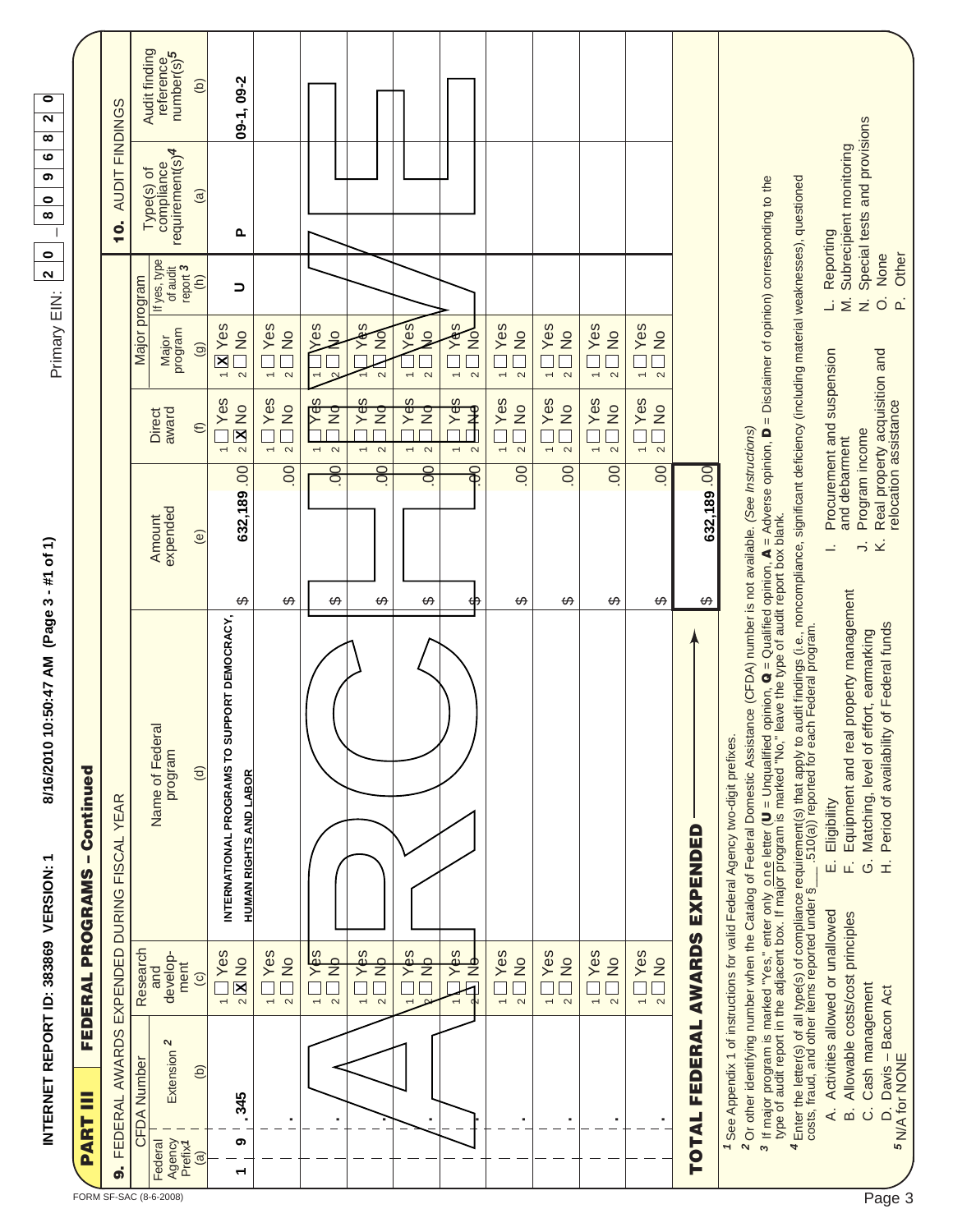INTERNET REPORT ID: 383869 VERSION: 1    8/16/2010 10:50:47 AM (Page 3 - #1 of 1)

Primary EIN: 20 - 8096820

FORM SF-SAC (8-6-2008)

## PART III FEDERAL PROGRAMS – Continued

**9.** FEDERAL AWARDS EXPENDED DURING FISCAL YEAR

**10.** AUDIT FINDINGS

| CFDA Number: Federal Agency Prefix[1] (a) | CFDA Number: Extension[2] (b) | Research and development (c) | Name of Federal program (d) | Amount expended (e) | Direct award (f) | Major program: Major program (g) | Major program: If yes, type of audit report[3] (h) | Type(s) of compliance requirement(s)[4] (a) | Audit finding reference number(s)[5] (b) |
|---|---|---|---|---|---|---|---|---|---|
| 19 | .345 | 2 [X] No | INTERNATIONAL PROGRAMS TO SUPPORT DEMOCRACY, HUMAN RIGHTS AND LABOR | $ 632,189 .00 | 2 [X] No | 1 [X] Yes | U | P | 09-1, 09-2 |
| | . | Yes / No | | $ .00 | Yes / No | Yes / No | | | |
| | . | Yes / No | | $ .00 | Yes / No | Yes / No | | | |
| | . | Yes / No | | $ .00 | Yes / No | Yes / No | | | |
| | . | Yes / No | | $ .00 | Yes / No | Yes / No | | | |
| | . | Yes / No | | $ .00 | Yes / No | Yes / No | | | |
| | . | Yes / No | | $ .00 | Yes / No | Yes / No | | | |
| | . | Yes / No | | $ .00 | Yes / No | Yes / No | | | |
| | . | Yes / No | | $ .00 | Yes / No | Yes / No | | | |
| | . | Yes / No | | $ .00 | Yes / No | Yes / No | | | |

**TOTAL FEDERAL AWARDS EXPENDED** → $ 632,189 .00

[1] See Appendix 1 of instructions for valid Federal Agency two-digit prefixes.

[2] Or other identifying number when the Catalog of Federal Domestic Assistance (CFDA) number is not available. *(See Instructions)*

[3] If major program is marked "Yes," enter only one letter (**U** = Unqualified opinion, **Q** = Qualified opinion, **A** = Adverse opinion, **D** = Disclaimer of opinion) corresponding to the type of audit report in the adjacent box. If major program is marked "No," leave the type of audit report box blank.

[4] Enter the letter(s) of all type(s) of compliance requirement(s) that apply to audit findings (i.e., noncompliance, significant deficiency (including material weaknesses), questioned costs, fraud, and other items reported under §___.510(a)) reported for each Federal program.

- A. Activities allowed or unallowed
- B. Allowable costs/cost principles
- C. Cash management
- D. Davis – Bacon Act
- E. Eligibility
- F. Equipment and real property management
- G. Matching, level of effort, earmarking
- H. Period of availability of Federal funds
- I. Procurement and suspension and debarment
- J. Program income
- K. Real property acquisition and relocation assistance
- L. Reporting
- M. Subrecipient monitoring
- N. Special tests and provisions
- O. None
- P. Other

[5] N/A for NONE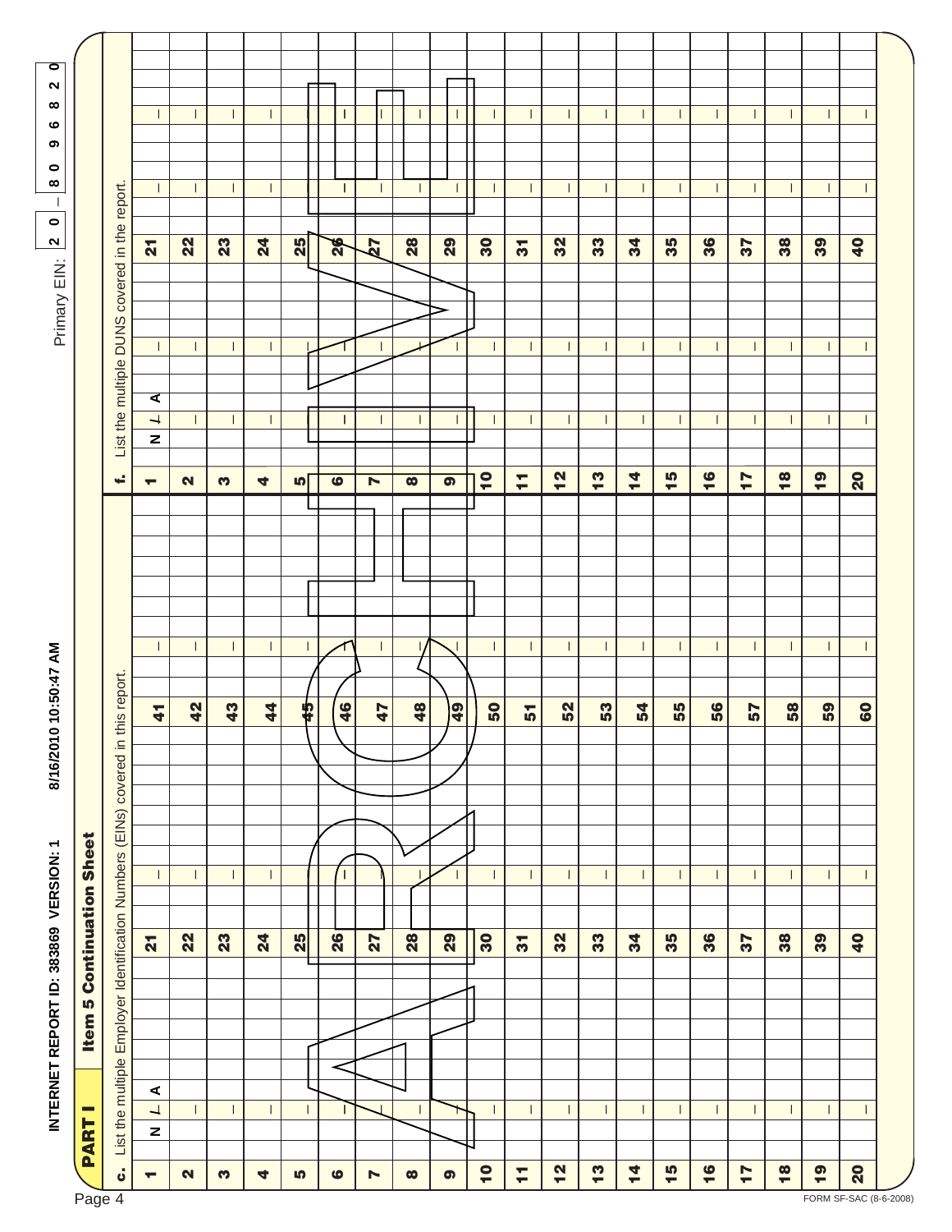INTERNET REPORT ID: 383869 VERSION: 1 8/16/2010 10:50:47 AM

Primary EIN: 20 – 8096820

## PART I — Item 5 Continuation Sheet

**c.** List the multiple Employer Identification Numbers (EINs) covered in this report.

| # | EIN | # | EIN | # | EIN |
|---|---|---|---|---|---|
| 1 | N / A | 21 | – | 41 | – |
| 2 | – | 22 | – | 42 | – |
| 3 | – | 23 | – | 43 | – |
| 4 | – | 24 | – | 44 | – |
| 5 | – | 25 | – | 45 | – |
| 6 | – | 26 | – | 46 | – |
| 7 | – | 27 | – | 47 | – |
| 8 | – | 28 | – | 48 | – |
| 9 | – | 29 | – | 49 | – |
| 10 | – | 30 | – | 50 | – |
| 11 | – | 31 | – | 51 | – |
| 12 | – | 32 | – | 52 | – |
| 13 | – | 33 | – | 53 | – |
| 14 | – | 34 | – | 54 | – |
| 15 | – | 35 | – | 55 | – |
| 16 | – | 36 | – | 56 | – |
| 17 | – | 37 | – | 57 | – |
| 18 | – | 38 | – | 58 | – |
| 19 | – | 39 | – | 59 | – |
| 20 | – | 40 | – | 60 | – |

**f.** List the multiple DUNS covered in the report.

| # | DUNS | # | DUNS |
|---|---|---|---|
| 1 | N / A | 21 | – – |
| 2 | – – | 22 | – – |
| 3 | – – | 23 | – – |
| 4 | – – | 24 | – – |
| 5 | – – | 25 | – – |
| 6 | – – | 26 | – – |
| 7 | – – | 27 | – – |
| 8 | – – | 28 | – – |
| 9 | – – | 29 | – – |
| 10 | – – | 30 | – – |
| 11 | – – | 31 | – – |
| 12 | – – | 32 | – – |
| 13 | – – | 33 | – – |
| 14 | – – | 34 | – – |
| 15 | – – | 35 | – – |
| 16 | – – | 36 | – – |
| 17 | – – | 37 | – – |
| 18 | – – | 38 | – – |
| 19 | – – | 39 | – – |
| 20 | – – | 40 | – – |

FORM SF-SAC (8-6-2008)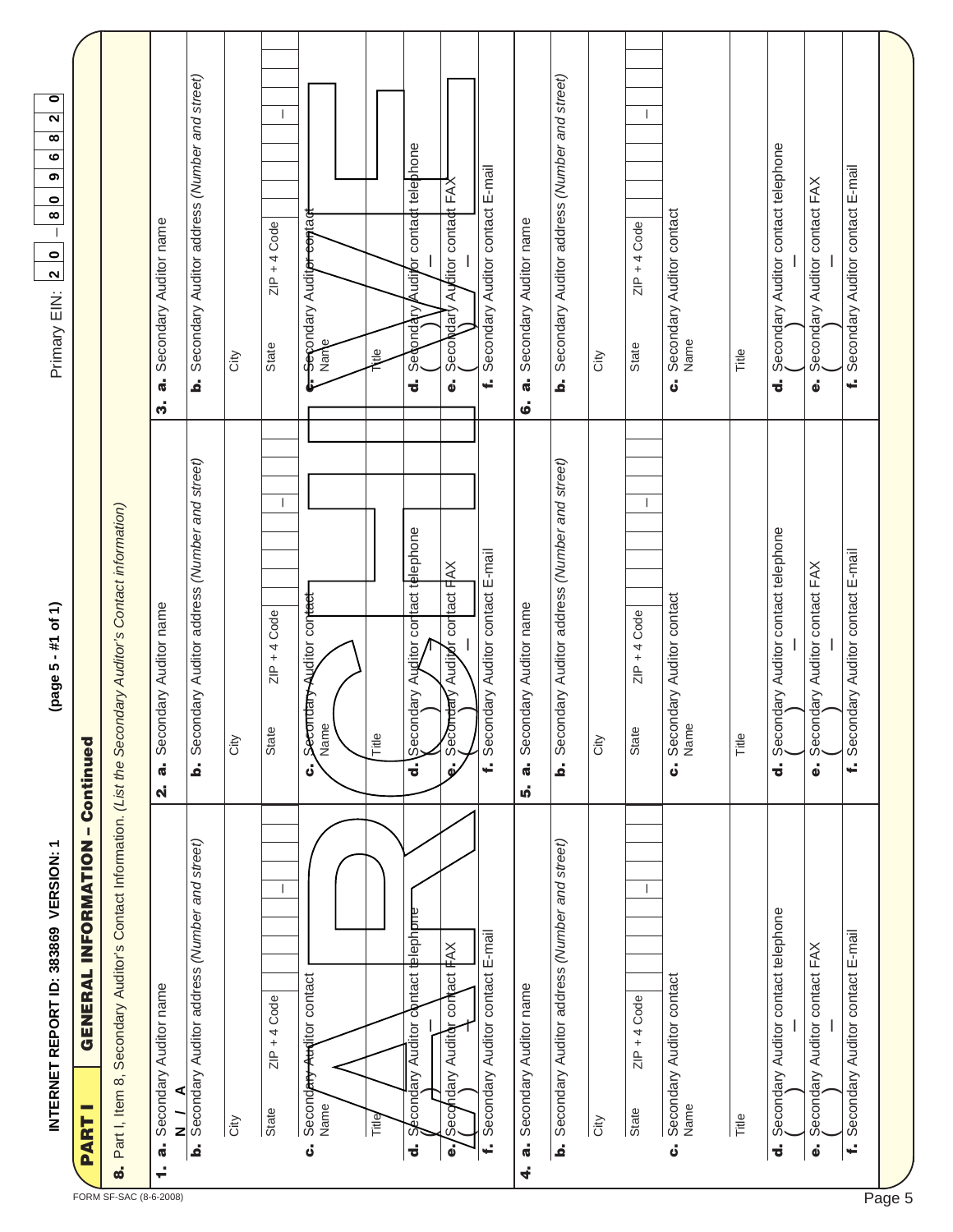INTERNET REPORT ID: 383869 VERSION: 1

(page 5 - #1 of 1)

Primary EIN: 20 – 8096820

## PART I GENERAL INFORMATION – Continued

**8.** Part I, Item 8, Secondary Auditor's Contact Information. *(List the Secondary Auditor's Contact information)*

**1. a.** Secondary Auditor name
N / A

**b.** Secondary Auditor address *(Number and street)*

City

State ZIP + 4 Code

**c.** Secondary Auditor contact
Name

Title

**d.** Secondary Auditor contact telephone

**e.** Secondary Auditor contact FAX

**f.** Secondary Auditor contact E-mail

**2. a.** Secondary Auditor name

**b.** Secondary Auditor address *(Number and street)*

City

State ZIP + 4 Code

**c.** Secondary Auditor contact
Name

Title

**d.** Secondary Auditor contact telephone

**e.** Secondary Auditor contact FAX

**f.** Secondary Auditor contact E-mail

**3. a.** Secondary Auditor name

**b.** Secondary Auditor address *(Number and street)*

City

State ZIP + 4 Code

**c.** Secondary Auditor contact
Name

Title

**d.** Secondary Auditor contact telephone

**e.** Secondary Auditor contact FAX

**f.** Secondary Auditor contact E-mail

**4. a.** Secondary Auditor name

**b.** Secondary Auditor address *(Number and street)*

City

State ZIP + 4 Code

**c.** Secondary Auditor contact
Name

Title

**d.** Secondary Auditor contact telephone

**e.** Secondary Auditor contact FAX

**f.** Secondary Auditor contact E-mail

**5. a.** Secondary Auditor name

**b.** Secondary Auditor address *(Number and street)*

City

State ZIP + 4 Code

**c.** Secondary Auditor contact
Name

Title

**d.** Secondary Auditor contact telephone

**e.** Secondary Auditor contact FAX

**f.** Secondary Auditor contact E-mail

**6. a.** Secondary Auditor name

**b.** Secondary Auditor address *(Number and street)*

City

State ZIP + 4 Code

**c.** Secondary Auditor contact
Name

Title

**d.** Secondary Auditor contact telephone

**e.** Secondary Auditor contact FAX

**f.** Secondary Auditor contact E-mail

ARCHIVE

FORM SF-SAC (8-6-2008)